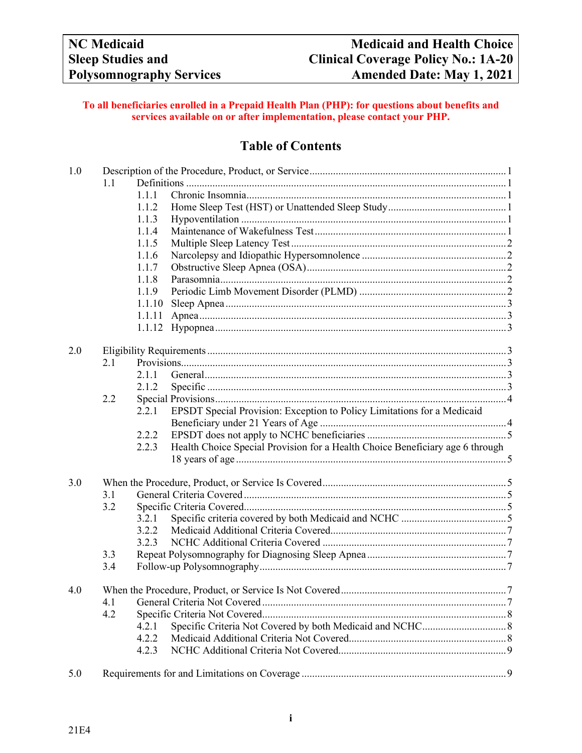| NC Medicaid | Medicaid and Health Choice |
|---|---|
| Sleep Studies and | Clinical Coverage Policy No.: 1A-20 |
| Polysomnography Services | Amended Date: May 1, 2021 |

**To all beneficiaries enrolled in a Prepaid Health Plan (PHP): for questions about benefits and services available on or after implementation, please contact your PHP.**

# Table of Contents

1.0 Description of the Procedure, Product, or Service ..... 1
- 1.1 Definitions ..... 1
  - 1.1.1 Chronic Insomnia ..... 1
  - 1.1.2 Home Sleep Test (HST) or Unattended Sleep Study ..... 1
  - 1.1.3 Hypoventilation ..... 1
  - 1.1.4 Maintenance of Wakefulness Test ..... 1
  - 1.1.5 Multiple Sleep Latency Test ..... 2
  - 1.1.6 Narcolepsy and Idiopathic Hypersomnolence ..... 2
  - 1.1.7 Obstructive Sleep Apnea (OSA) ..... 2
  - 1.1.8 Parasomnia ..... 2
  - 1.1.9 Periodic Limb Movement Disorder (PLMD) ..... 2
  - 1.1.10 Sleep Apnea ..... 3
  - 1.1.11 Apnea ..... 3
  - 1.1.12 Hypopnea ..... 3

2.0 Eligibility Requirements ..... 3
- 2.1 Provisions ..... 3
  - 2.1.1 General ..... 3
  - 2.1.2 Specific ..... 3
- 2.2 Special Provisions ..... 4
  - 2.2.1 EPSDT Special Provision: Exception to Policy Limitations for a Medicaid Beneficiary under 21 Years of Age ..... 4
  - 2.2.2 EPSDT does not apply to NCHC beneficiaries ..... 5
  - 2.2.3 Health Choice Special Provision for a Health Choice Beneficiary age 6 through 18 years of age ..... 5

3.0 When the Procedure, Product, or Service Is Covered ..... 5
- 3.1 General Criteria Covered ..... 5
- 3.2 Specific Criteria Covered ..... 5
  - 3.2.1 Specific criteria covered by both Medicaid and NCHC ..... 5
  - 3.2.2 Medicaid Additional Criteria Covered ..... 7
  - 3.2.3 NCHC Additional Criteria Covered ..... 7
- 3.3 Repeat Polysomnography for Diagnosing Sleep Apnea ..... 7
- 3.4 Follow-up Polysomnography ..... 7

4.0 When the Procedure, Product, or Service Is Not Covered ..... 7
- 4.1 General Criteria Not Covered ..... 7
- 4.2 Specific Criteria Not Covered ..... 8
  - 4.2.1 Specific Criteria Not Covered by both Medicaid and NCHC ..... 8
  - 4.2.2 Medicaid Additional Criteria Not Covered ..... 8
  - 4.2.3 NCHC Additional Criteria Not Covered ..... 9

5.0 Requirements for and Limitations on Coverage ..... 9

21E4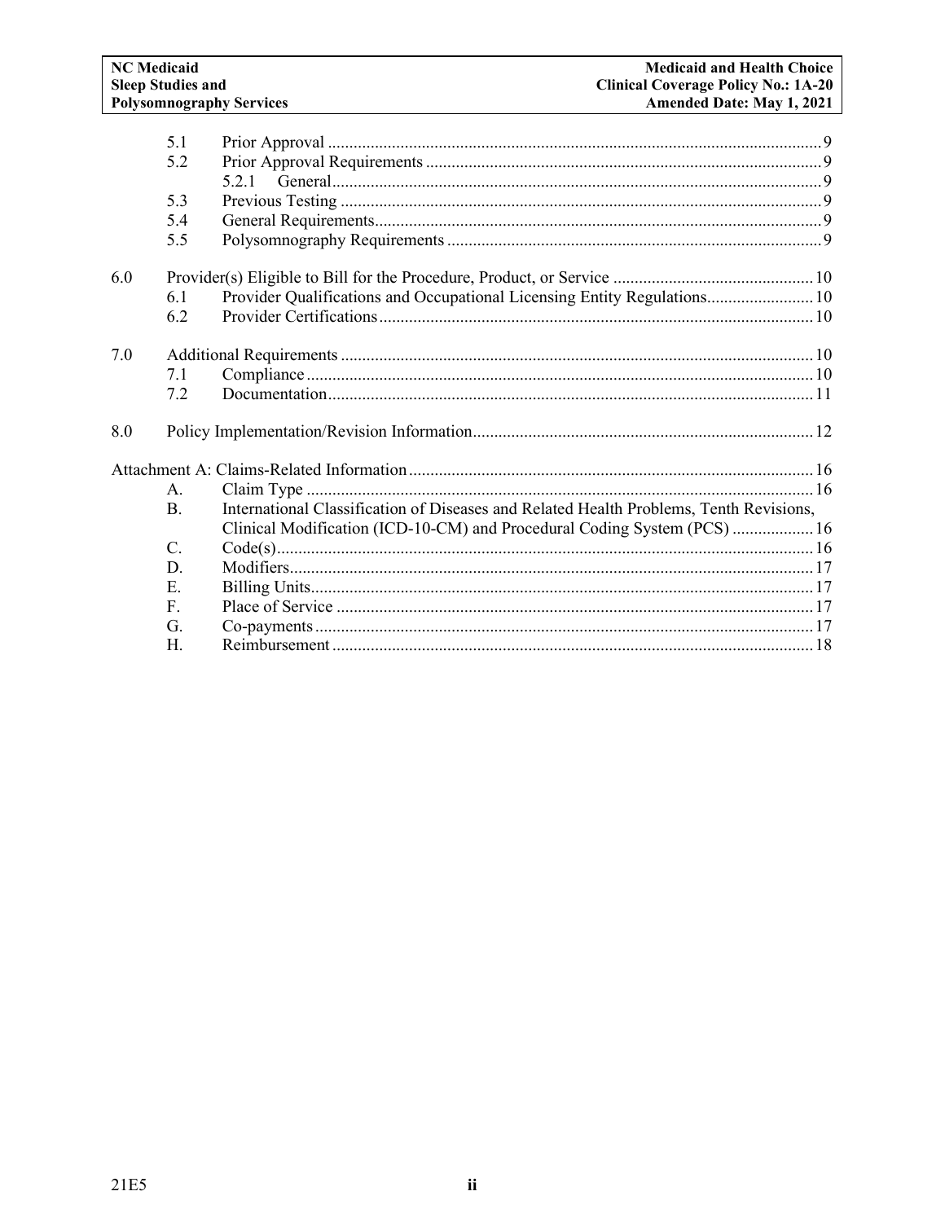| | | | |
|---|---|---|---|
| | 5.1 | Prior Approval | 9 |
| | 5.2 | Prior Approval Requirements | 9 |
| | | 5.2.1 General | 9 |
| | 5.3 | Previous Testing | 9 |
| | 5.4 | General Requirements | 9 |
| | 5.5 | Polysomnography Requirements | 9 |
| 6.0 | | Provider(s) Eligible to Bill for the Procedure, Product, or Service | 10 |
| | 6.1 | Provider Qualifications and Occupational Licensing Entity Regulations | 10 |
| | 6.2 | Provider Certifications | 10 |
| 7.0 | | Additional Requirements | 10 |
| | 7.1 | Compliance | 10 |
| | 7.2 | Documentation | 11 |
| 8.0 | | Policy Implementation/Revision Information | 12 |
| Attachment A: Claims-Related Information | | | 16 |
| | A. | Claim Type | 16 |
| | B. | International Classification of Diseases and Related Health Problems, Tenth Revisions, Clinical Modification (ICD-10-CM) and Procedural Coding System (PCS) | 16 |
| | C. | Code(s) | 16 |
| | D. | Modifiers | 17 |
| | E. | Billing Units | 17 |
| | F. | Place of Service | 17 |
| | G. | Co-payments | 17 |
| | H. | Reimbursement | 18 |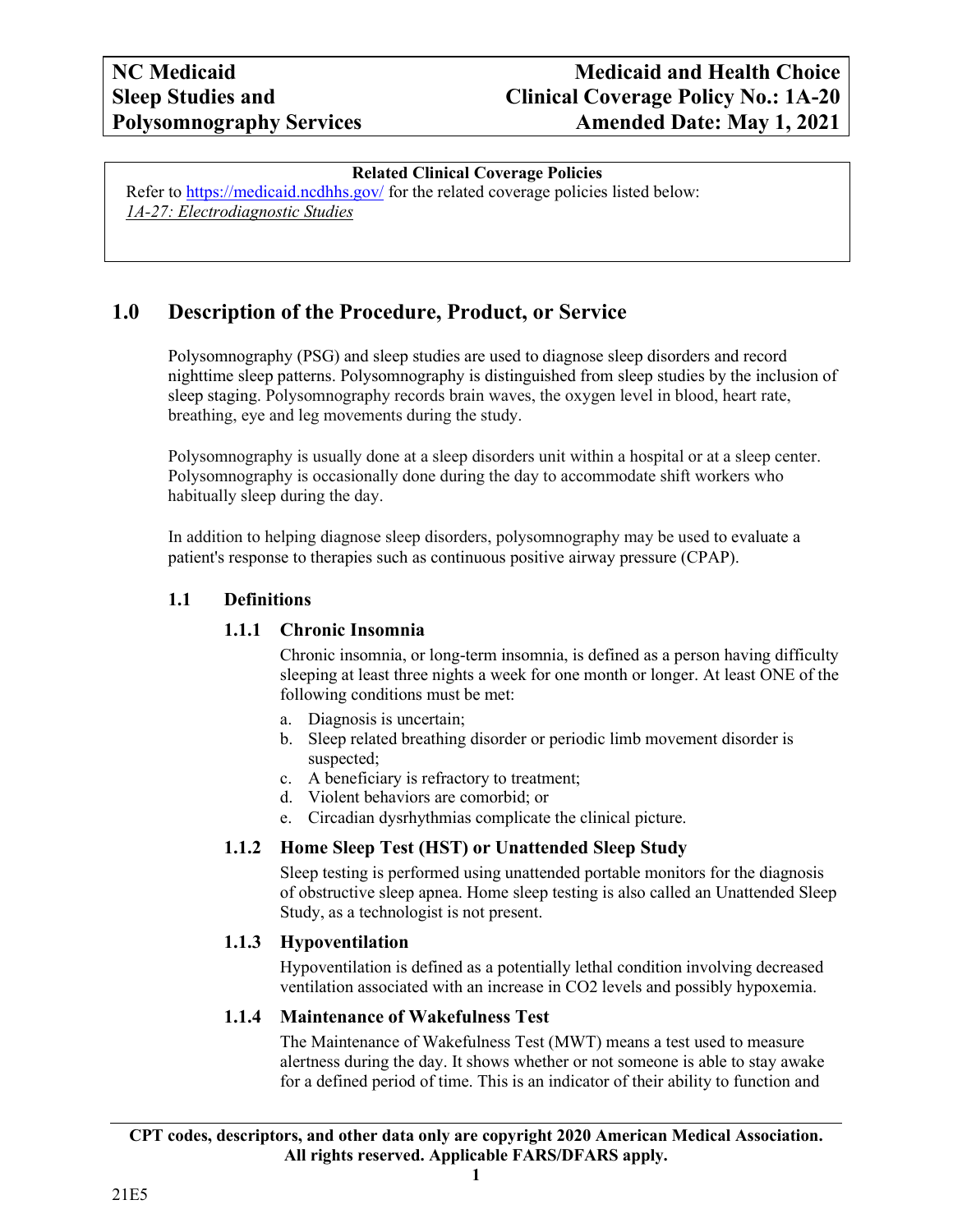**Related Clinical Coverage Policies**

Refer to https://medicaid.ncdhhs.gov/ for the related coverage policies listed below:
*1A-27: Electrodiagnostic Studies*

# 1.0 Description of the Procedure, Product, or Service

Polysomnography (PSG) and sleep studies are used to diagnose sleep disorders and record nighttime sleep patterns. Polysomnography is distinguished from sleep studies by the inclusion of sleep staging. Polysomnography records brain waves, the oxygen level in blood, heart rate, breathing, eye and leg movements during the study.

Polysomnography is usually done at a sleep disorders unit within a hospital or at a sleep center. Polysomnography is occasionally done during the day to accommodate shift workers who habitually sleep during the day.

In addition to helping diagnose sleep disorders, polysomnography may be used to evaluate a patient's response to therapies such as continuous positive airway pressure (CPAP).

## 1.1 Definitions

### 1.1.1 Chronic Insomnia

Chronic insomnia, or long-term insomnia, is defined as a person having difficulty sleeping at least three nights a week for one month or longer. At least ONE of the following conditions must be met:

a. Diagnosis is uncertain;
b. Sleep related breathing disorder or periodic limb movement disorder is suspected;
c. A beneficiary is refractory to treatment;
d. Violent behaviors are comorbid; or
e. Circadian dysrhythmias complicate the clinical picture.

### 1.1.2 Home Sleep Test (HST) or Unattended Sleep Study

Sleep testing is performed using unattended portable monitors for the diagnosis of obstructive sleep apnea. Home sleep testing is also called an Unattended Sleep Study, as a technologist is not present.

### 1.1.3 Hypoventilation

Hypoventilation is defined as a potentially lethal condition involving decreased ventilation associated with an increase in $CO_2$ levels and possibly hypoxemia.

### 1.1.4 Maintenance of Wakefulness Test

The Maintenance of Wakefulness Test (MWT) means a test used to measure alertness during the day. It shows whether or not someone is able to stay awake for a defined period of time. This is an indicator of their ability to function and

**CPT codes, descriptors, and other data only are copyright 2020 American Medical Association. All rights reserved. Applicable FARS/DFARS apply.**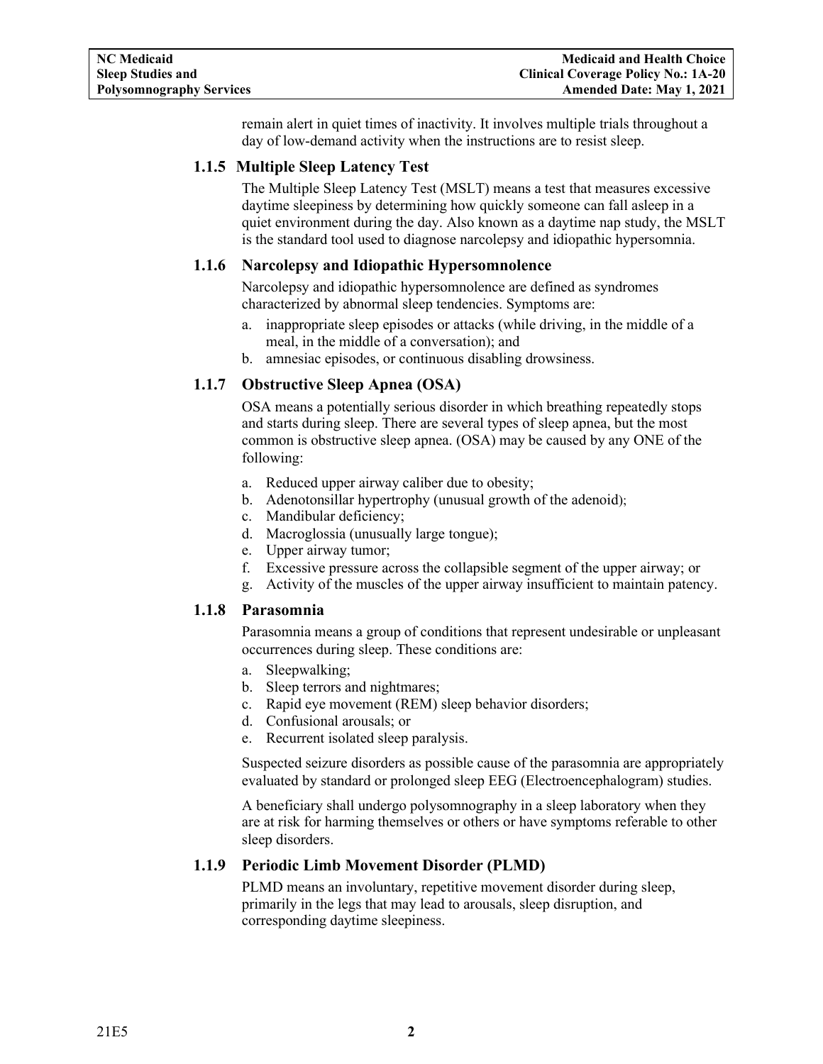remain alert in quiet times of inactivity. It involves multiple trials throughout a day of low-demand activity when the instructions are to resist sleep.

### 1.1.5 Multiple Sleep Latency Test

The Multiple Sleep Latency Test (MSLT) means a test that measures excessive daytime sleepiness by determining how quickly someone can fall asleep in a quiet environment during the day. Also known as a daytime nap study, the MSLT is the standard tool used to diagnose narcolepsy and idiopathic hypersomnia.

### 1.1.6 Narcolepsy and Idiopathic Hypersomnolence

Narcolepsy and idiopathic hypersomnolence are defined as syndromes characterized by abnormal sleep tendencies. Symptoms are:

a. inappropriate sleep episodes or attacks (while driving, in the middle of a meal, in the middle of a conversation); and
b. amnesiac episodes, or continuous disabling drowsiness.

### 1.1.7 Obstructive Sleep Apnea (OSA)

OSA means a potentially serious disorder in which breathing repeatedly stops and starts during sleep. There are several types of sleep apnea, but the most common is obstructive sleep apnea. (OSA) may be caused by any ONE of the following:

a. Reduced upper airway caliber due to obesity;
b. Adenotonsillar hypertrophy (unusual growth of the adenoid);
c. Mandibular deficiency;
d. Macroglossia (unusually large tongue);
e. Upper airway tumor;
f. Excessive pressure across the collapsible segment of the upper airway; or
g. Activity of the muscles of the upper airway insufficient to maintain patency.

### 1.1.8 Parasomnia

Parasomnia means a group of conditions that represent undesirable or unpleasant occurrences during sleep. These conditions are:

a. Sleepwalking;
b. Sleep terrors and nightmares;
c. Rapid eye movement (REM) sleep behavior disorders;
d. Confusional arousals; or
e. Recurrent isolated sleep paralysis.

Suspected seizure disorders as possible cause of the parasomnia are appropriately evaluated by standard or prolonged sleep EEG (Electroencephalogram) studies.

A beneficiary shall undergo polysomnography in a sleep laboratory when they are at risk for harming themselves or others or have symptoms referable to other sleep disorders.

### 1.1.9 Periodic Limb Movement Disorder (PLMD)

PLMD means an involuntary, repetitive movement disorder during sleep, primarily in the legs that may lead to arousals, sleep disruption, and corresponding daytime sleepiness.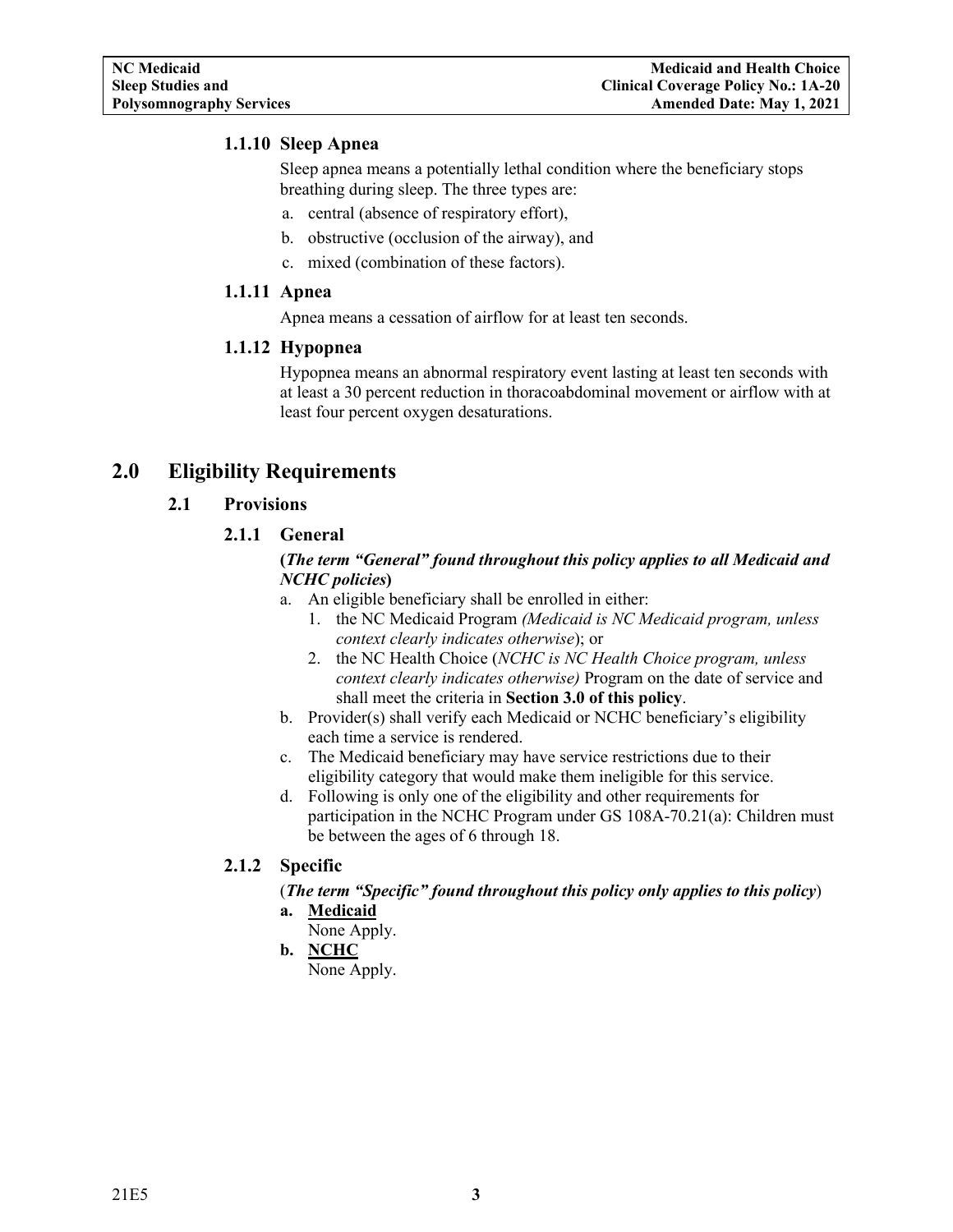### 1.1.10 Sleep Apnea

Sleep apnea means a potentially lethal condition where the beneficiary stops breathing during sleep. The three types are:

a. central (absence of respiratory effort),
b. obstructive (occlusion of the airway), and
c. mixed (combination of these factors).

### 1.1.11 Apnea

Apnea means a cessation of airflow for at least ten seconds.

### 1.1.12 Hypopnea

Hypopnea means an abnormal respiratory event lasting at least ten seconds with at least a 30 percent reduction in thoracoabdominal movement or airflow with at least four percent oxygen desaturations.

# 2.0 Eligibility Requirements

## 2.1 Provisions

### 2.1.1 General

**(*The term "General" found throughout this policy applies to all Medicaid and NCHC policies*)**

a. An eligible beneficiary shall be enrolled in either:
   1. the NC Medicaid Program *(Medicaid is NC Medicaid program, unless context clearly indicates otherwise*); or
   2. the NC Health Choice (*NCHC is NC Health Choice program, unless context clearly indicates otherwise)* Program on the date of service and shall meet the criteria in **Section 3.0 of this policy**.
b. Provider(s) shall verify each Medicaid or NCHC beneficiary's eligibility each time a service is rendered.
c. The Medicaid beneficiary may have service restrictions due to their eligibility category that would make them ineligible for this service.
d. Following is only one of the eligibility and other requirements for participation in the NCHC Program under GS 108A-70.21(a): Children must be between the ages of 6 through 18.

### 2.1.2 Specific

(***The term "Specific" found throughout this policy only applies to this policy***)

**a. Medicaid**
None Apply.

**b. NCHC**
None Apply.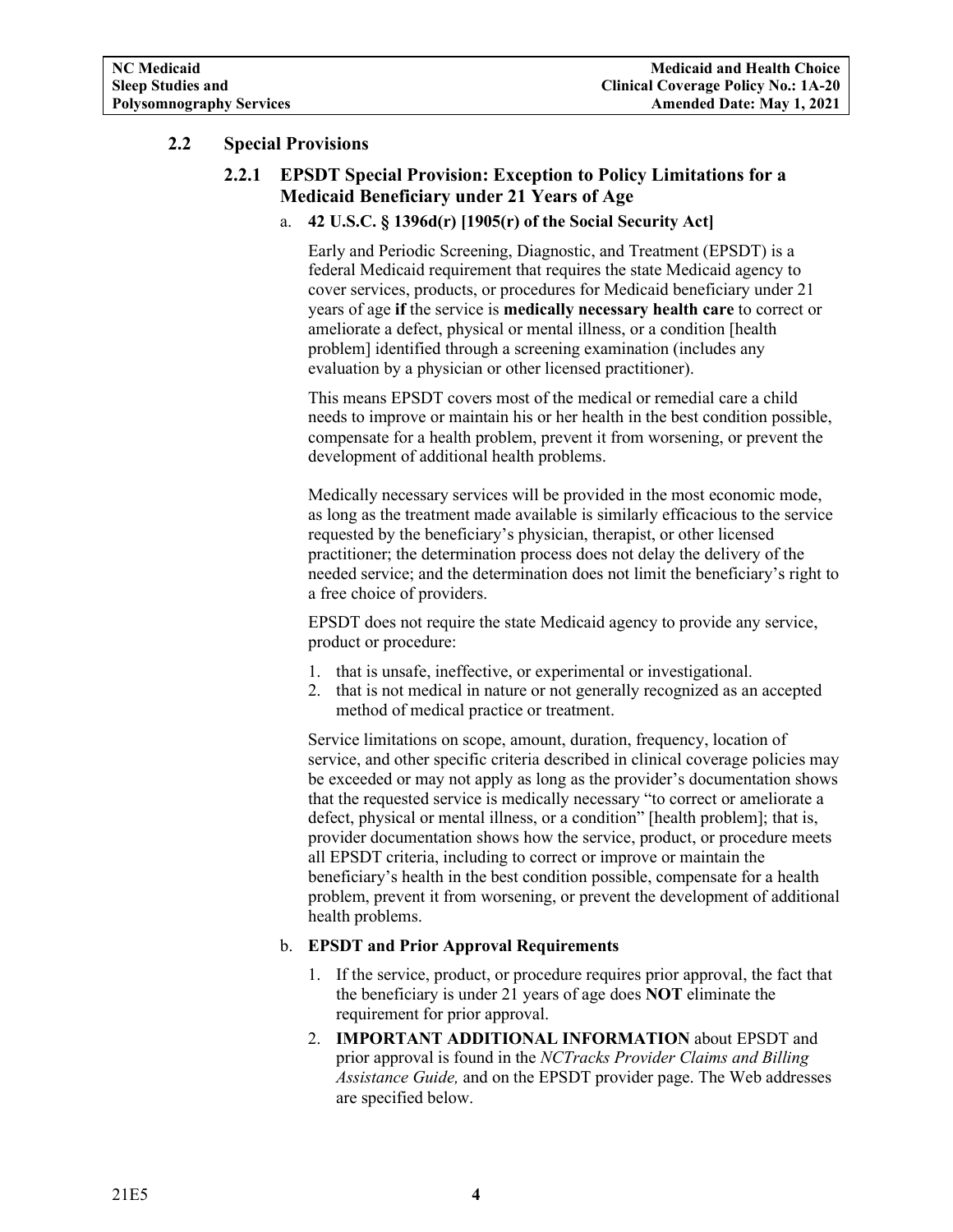## 2.2 Special Provisions

### 2.2.1 EPSDT Special Provision: Exception to Policy Limitations for a Medicaid Beneficiary under 21 Years of Age

a. **42 U.S.C. § 1396d(r) [1905(r) of the Social Security Act]**

Early and Periodic Screening, Diagnostic, and Treatment (EPSDT) is a federal Medicaid requirement that requires the state Medicaid agency to cover services, products, or procedures for Medicaid beneficiary under 21 years of age **if** the service is **medically necessary health care** to correct or ameliorate a defect, physical or mental illness, or a condition [health problem] identified through a screening examination (includes any evaluation by a physician or other licensed practitioner).

This means EPSDT covers most of the medical or remedial care a child needs to improve or maintain his or her health in the best condition possible, compensate for a health problem, prevent it from worsening, or prevent the development of additional health problems.

Medically necessary services will be provided in the most economic mode, as long as the treatment made available is similarly efficacious to the service requested by the beneficiary's physician, therapist, or other licensed practitioner; the determination process does not delay the delivery of the needed service; and the determination does not limit the beneficiary's right to a free choice of providers.

EPSDT does not require the state Medicaid agency to provide any service, product or procedure:

1. that is unsafe, ineffective, or experimental or investigational.
2. that is not medical in nature or not generally recognized as an accepted method of medical practice or treatment.

Service limitations on scope, amount, duration, frequency, location of service, and other specific criteria described in clinical coverage policies may be exceeded or may not apply as long as the provider's documentation shows that the requested service is medically necessary "to correct or ameliorate a defect, physical or mental illness, or a condition" [health problem]; that is, provider documentation shows how the service, product, or procedure meets all EPSDT criteria, including to correct or improve or maintain the beneficiary's health in the best condition possible, compensate for a health problem, prevent it from worsening, or prevent the development of additional health problems.

b. **EPSDT and Prior Approval Requirements**

1. If the service, product, or procedure requires prior approval, the fact that the beneficiary is under 21 years of age does **NOT** eliminate the requirement for prior approval.
2. **IMPORTANT ADDITIONAL INFORMATION** about EPSDT and prior approval is found in the *NCTracks Provider Claims and Billing Assistance Guide,* and on the EPSDT provider page. The Web addresses are specified below.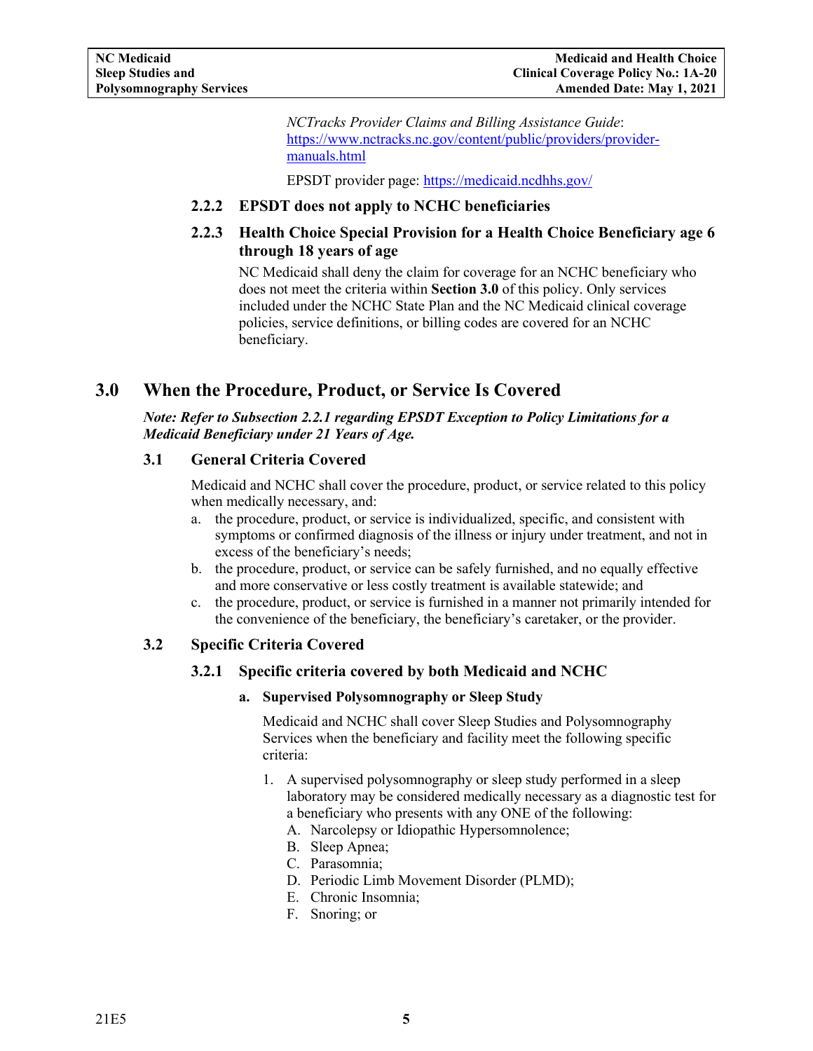*NCTracks Provider Claims and Billing Assistance Guide*: https://www.nctracks.nc.gov/content/public/providers/provider-manuals.html

EPSDT provider page: https://medicaid.ncdhhs.gov/

### 2.2.2 EPSDT does not apply to NCHC beneficiaries

### 2.2.3 Health Choice Special Provision for a Health Choice Beneficiary age 6 through 18 years of age

NC Medicaid shall deny the claim for coverage for an NCHC beneficiary who does not meet the criteria within **Section 3.0** of this policy. Only services included under the NCHC State Plan and the NC Medicaid clinical coverage policies, service definitions, or billing codes are covered for an NCHC beneficiary.

# 3.0 When the Procedure, Product, or Service Is Covered

***Note: Refer to Subsection 2.2.1 regarding EPSDT Exception to Policy Limitations for a Medicaid Beneficiary under 21 Years of Age.***

## 3.1 General Criteria Covered

Medicaid and NCHC shall cover the procedure, product, or service related to this policy when medically necessary, and:

a. the procedure, product, or service is individualized, specific, and consistent with symptoms or confirmed diagnosis of the illness or injury under treatment, and not in excess of the beneficiary's needs;
b. the procedure, product, or service can be safely furnished, and no equally effective and more conservative or less costly treatment is available statewide; and
c. the procedure, product, or service is furnished in a manner not primarily intended for the convenience of the beneficiary, the beneficiary's caretaker, or the provider.

## 3.2 Specific Criteria Covered

### 3.2.1 Specific criteria covered by both Medicaid and NCHC

**a. Supervised Polysomnography or Sleep Study**

Medicaid and NCHC shall cover Sleep Studies and Polysomnography Services when the beneficiary and facility meet the following specific criteria:

1. A supervised polysomnography or sleep study performed in a sleep laboratory may be considered medically necessary as a diagnostic test for a beneficiary who presents with any ONE of the following:
   A. Narcolepsy or Idiopathic Hypersomnolence;
   B. Sleep Apnea;
   C. Parasomnia;
   D. Periodic Limb Movement Disorder (PLMD);
   E. Chronic Insomnia;
   F. Snoring; or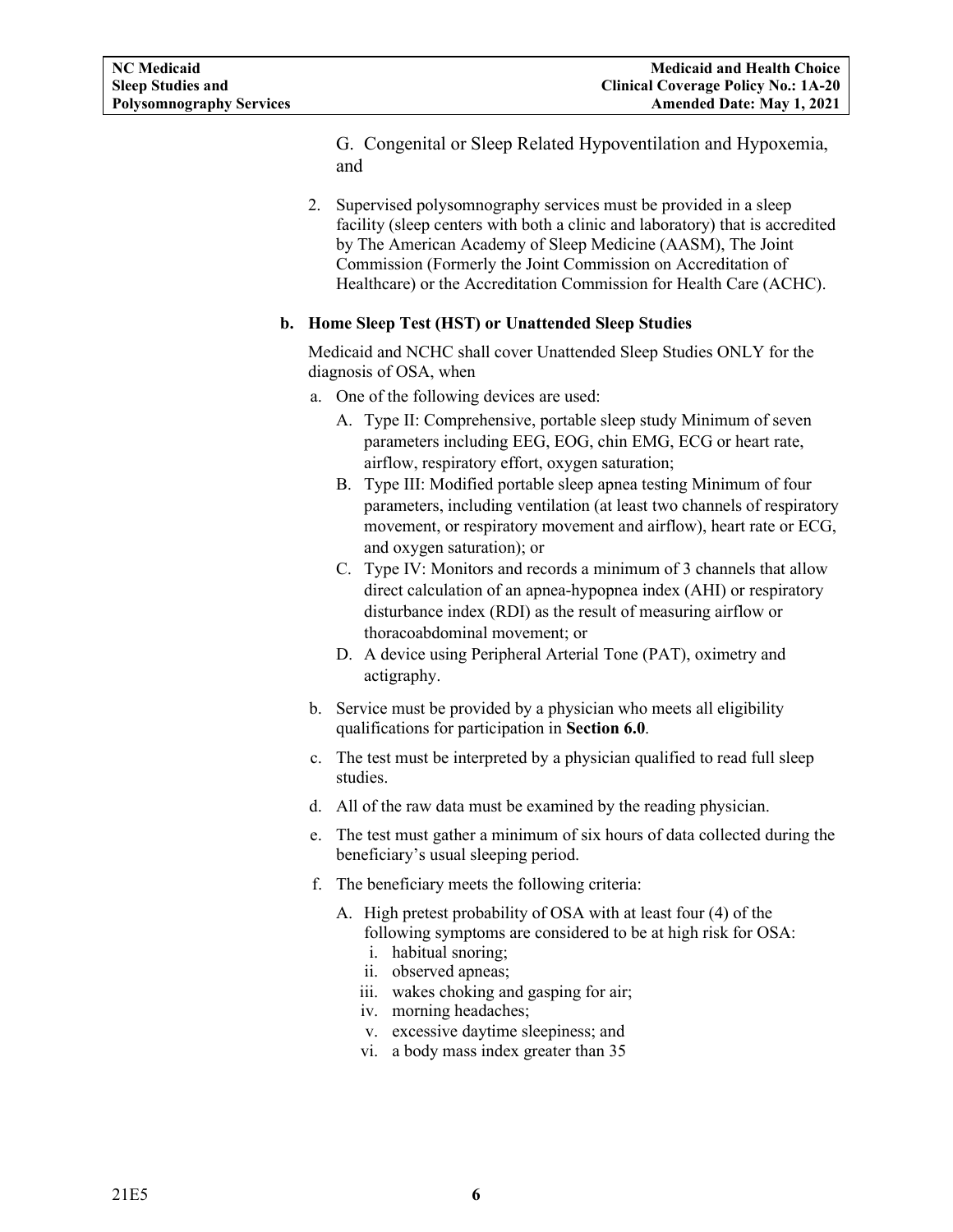G. Congenital or Sleep Related Hypoventilation and Hypoxemia, and

2. Supervised polysomnography services must be provided in a sleep facility (sleep centers with both a clinic and laboratory) that is accredited by The American Academy of Sleep Medicine (AASM), The Joint Commission (Formerly the Joint Commission on Accreditation of Healthcare) or the Accreditation Commission for Health Care (ACHC).

**b. Home Sleep Test (HST) or Unattended Sleep Studies**

Medicaid and NCHC shall cover Unattended Sleep Studies ONLY for the diagnosis of OSA, when

a. One of the following devices are used:
   - A. Type II: Comprehensive, portable sleep study Minimum of seven parameters including EEG, EOG, chin EMG, ECG or heart rate, airflow, respiratory effort, oxygen saturation;
   - B. Type III: Modified portable sleep apnea testing Minimum of four parameters, including ventilation (at least two channels of respiratory movement, or respiratory movement and airflow), heart rate or ECG, and oxygen saturation); or
   - C. Type IV: Monitors and records a minimum of 3 channels that allow direct calculation of an apnea-hypopnea index (AHI) or respiratory disturbance index (RDI) as the result of measuring airflow or thoracoabdominal movement; or
   - D. A device using Peripheral Arterial Tone (PAT), oximetry and actigraphy.

b. Service must be provided by a physician who meets all eligibility qualifications for participation in **Section 6.0**.

c. The test must be interpreted by a physician qualified to read full sleep studies.

d. All of the raw data must be examined by the reading physician.

e. The test must gather a minimum of six hours of data collected during the beneficiary's usual sleeping period.

f. The beneficiary meets the following criteria:
   - A. High pretest probability of OSA with at least four (4) of the following symptoms are considered to be at high risk for OSA:
     - i. habitual snoring;
     - ii. observed apneas;
     - iii. wakes choking and gasping for air;
     - iv. morning headaches;
     - v. excessive daytime sleepiness; and
     - vi. a body mass index greater than 35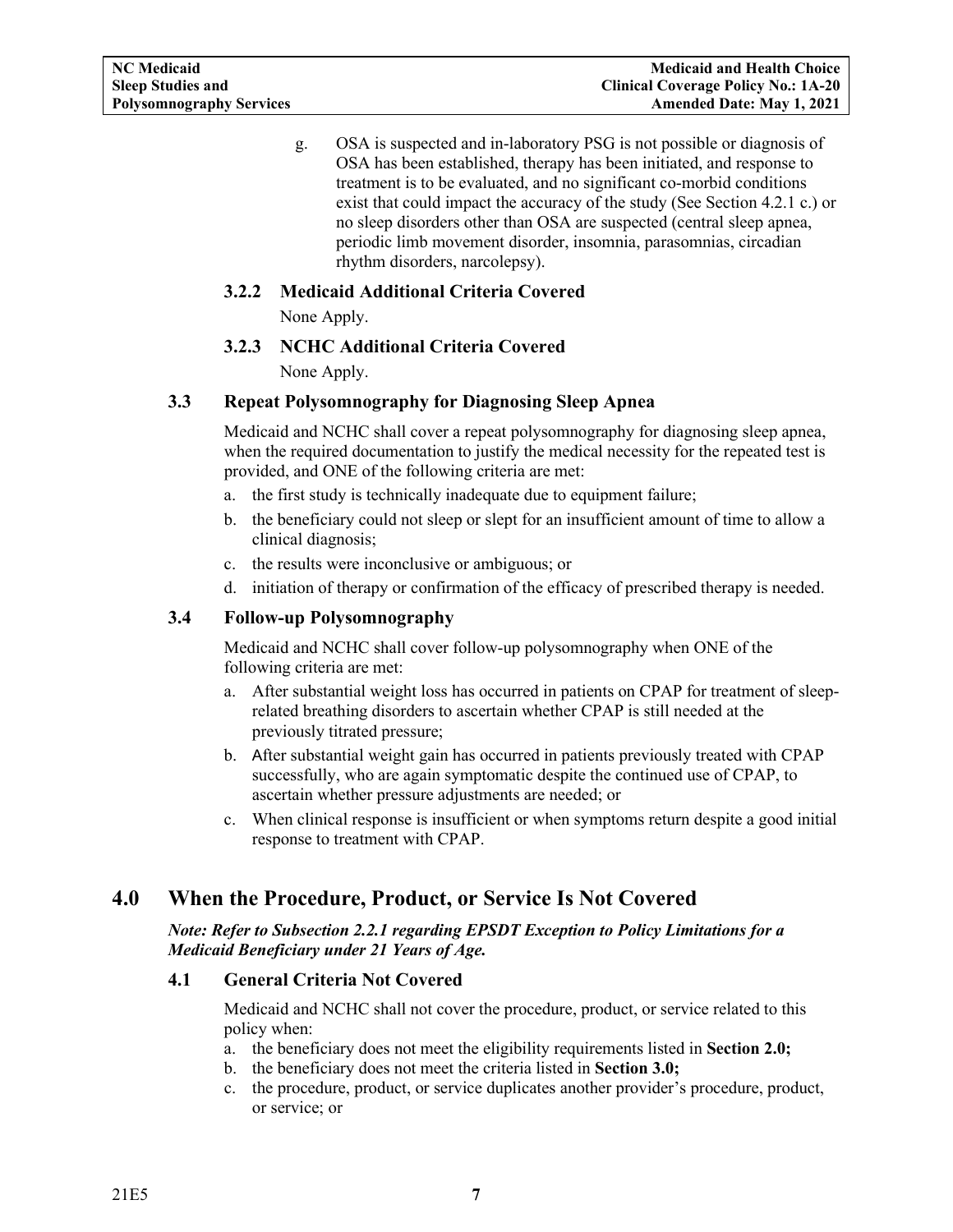g. OSA is suspected and in-laboratory PSG is not possible or diagnosis of OSA has been established, therapy has been initiated, and response to treatment is to be evaluated, and no significant co-morbid conditions exist that could impact the accuracy of the study (See Section 4.2.1 c.) or no sleep disorders other than OSA are suspected (central sleep apnea, periodic limb movement disorder, insomnia, parasomnias, circadian rhythm disorders, narcolepsy).

#### 3.2.2 Medicaid Additional Criteria Covered

None Apply.

#### 3.2.3 NCHC Additional Criteria Covered

None Apply.

### 3.3 Repeat Polysomnography for Diagnosing Sleep Apnea

Medicaid and NCHC shall cover a repeat polysomnography for diagnosing sleep apnea, when the required documentation to justify the medical necessity for the repeated test is provided, and ONE of the following criteria are met:

a. the first study is technically inadequate due to equipment failure;
b. the beneficiary could not sleep or slept for an insufficient amount of time to allow a clinical diagnosis;
c. the results were inconclusive or ambiguous; or
d. initiation of therapy or confirmation of the efficacy of prescribed therapy is needed.

### 3.4 Follow-up Polysomnography

Medicaid and NCHC shall cover follow-up polysomnography when ONE of the following criteria are met:

a. After substantial weight loss has occurred in patients on CPAP for treatment of sleep-related breathing disorders to ascertain whether CPAP is still needed at the previously titrated pressure;
b. After substantial weight gain has occurred in patients previously treated with CPAP successfully, who are again symptomatic despite the continued use of CPAP, to ascertain whether pressure adjustments are needed; or
c. When clinical response is insufficient or when symptoms return despite a good initial response to treatment with CPAP.

## 4.0 When the Procedure, Product, or Service Is Not Covered

***Note: Refer to Subsection 2.2.1 regarding EPSDT Exception to Policy Limitations for a Medicaid Beneficiary under 21 Years of Age.***

### 4.1 General Criteria Not Covered

Medicaid and NCHC shall not cover the procedure, product, or service related to this policy when:

a. the beneficiary does not meet the eligibility requirements listed in **Section 2.0;**
b. the beneficiary does not meet the criteria listed in **Section 3.0;**
c. the procedure, product, or service duplicates another provider's procedure, product, or service; or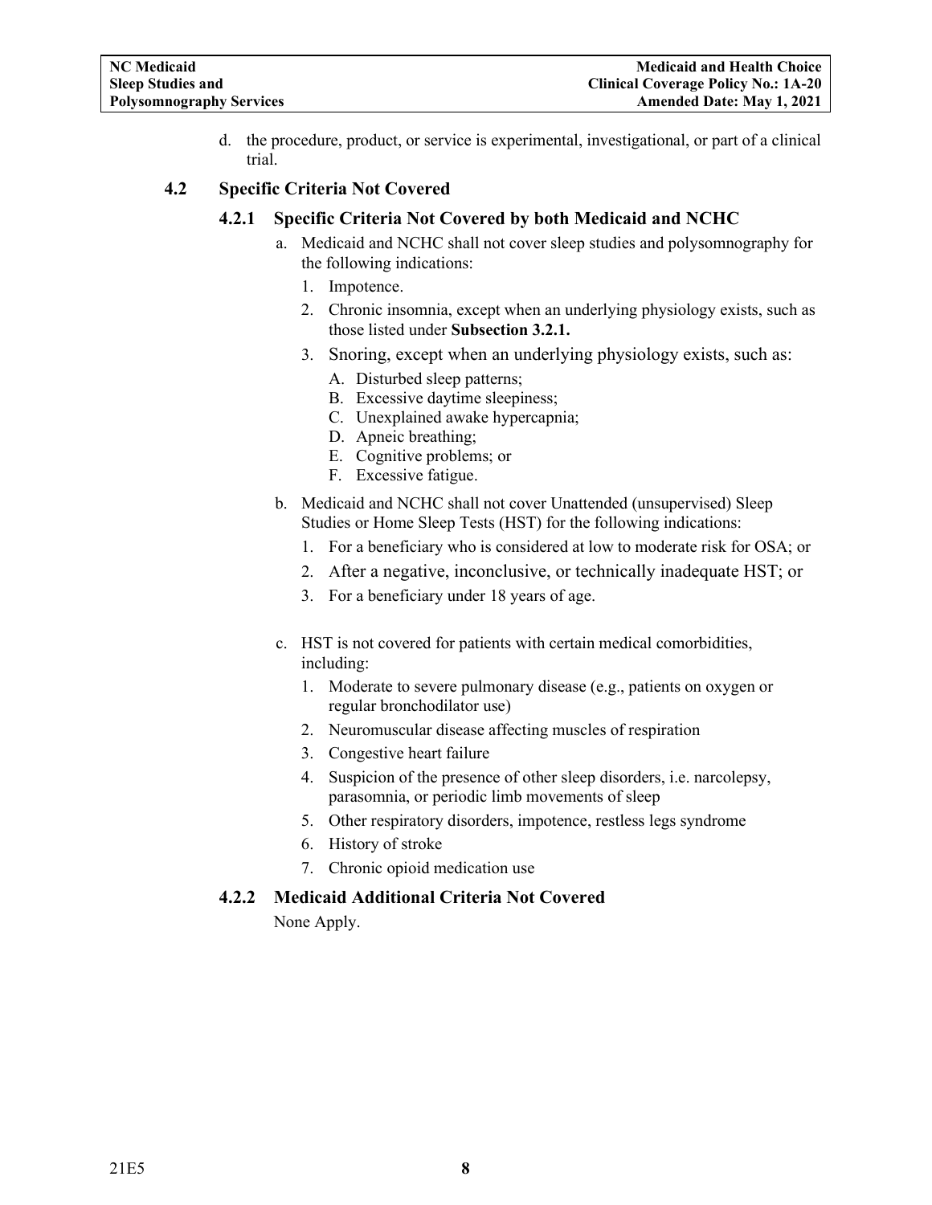d. the procedure, product, or service is experimental, investigational, or part of a clinical trial.

### 4.2 Specific Criteria Not Covered

#### 4.2.1 Specific Criteria Not Covered by both Medicaid and NCHC

a. Medicaid and NCHC shall not cover sleep studies and polysomnography for the following indications:
   1. Impotence.
   2. Chronic insomnia, except when an underlying physiology exists, such as those listed under **Subsection 3.2.1.**
   3. Snoring, except when an underlying physiology exists, such as:
      A. Disturbed sleep patterns;
      B. Excessive daytime sleepiness;
      C. Unexplained awake hypercapnia;
      D. Apneic breathing;
      E. Cognitive problems; or
      F. Excessive fatigue.

b. Medicaid and NCHC shall not cover Unattended (unsupervised) Sleep Studies or Home Sleep Tests (HST) for the following indications:
   1. For a beneficiary who is considered at low to moderate risk for OSA; or
   2. After a negative, inconclusive, or technically inadequate HST; or
   3. For a beneficiary under 18 years of age.

c. HST is not covered for patients with certain medical comorbidities, including:
   1. Moderate to severe pulmonary disease (e.g., patients on oxygen or regular bronchodilator use)
   2. Neuromuscular disease affecting muscles of respiration
   3. Congestive heart failure
   4. Suspicion of the presence of other sleep disorders, i.e. narcolepsy, parasomnia, or periodic limb movements of sleep
   5. Other respiratory disorders, impotence, restless legs syndrome
   6. History of stroke
   7. Chronic opioid medication use

#### 4.2.2 Medicaid Additional Criteria Not Covered

None Apply.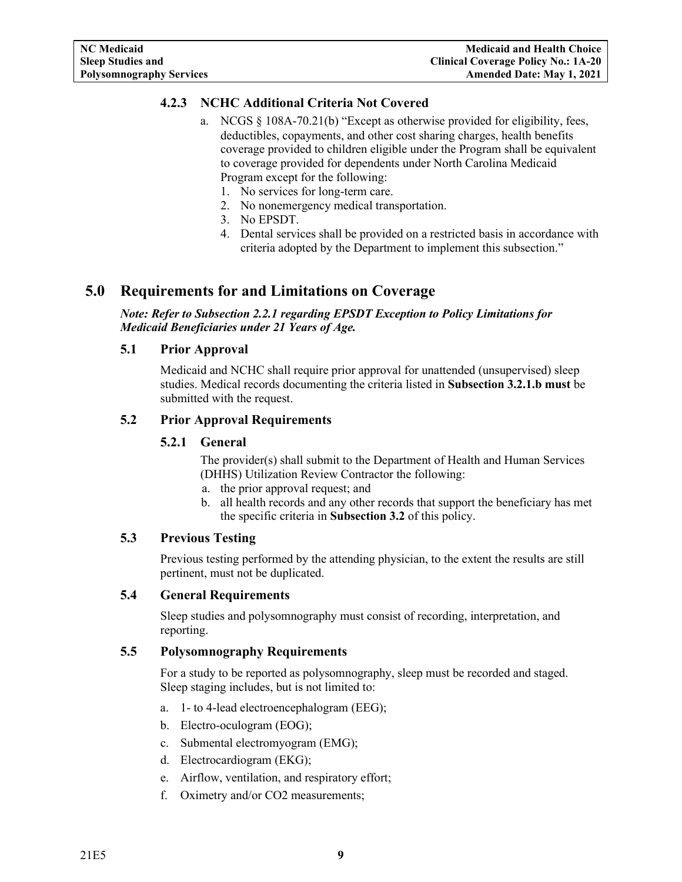### 4.2.3 NCHC Additional Criteria Not Covered

a. NCGS § 108A-70.21(b) "Except as otherwise provided for eligibility, fees, deductibles, copayments, and other cost sharing charges, health benefits coverage provided to children eligible under the Program shall be equivalent to coverage provided for dependents under North Carolina Medicaid Program except for the following:
   1. No services for long-term care.
   2. No nonemergency medical transportation.
   3. No EPSDT.
   4. Dental services shall be provided on a restricted basis in accordance with criteria adopted by the Department to implement this subsection."

# 5.0 Requirements for and Limitations on Coverage

***Note: Refer to Subsection 2.2.1 regarding EPSDT Exception to Policy Limitations for Medicaid Beneficiaries under 21 Years of Age.***

## 5.1 Prior Approval

Medicaid and NCHC shall require prior approval for unattended (unsupervised) sleep studies. Medical records documenting the criteria listed in **Subsection 3.2.1.b must** be submitted with the request.

## 5.2 Prior Approval Requirements

### 5.2.1 General

The provider(s) shall submit to the Department of Health and Human Services (DHHS) Utilization Review Contractor the following:

a. the prior approval request; and
b. all health records and any other records that support the beneficiary has met the specific criteria in **Subsection 3.2** of this policy.

## 5.3 Previous Testing

Previous testing performed by the attending physician, to the extent the results are still pertinent, must not be duplicated.

## 5.4 General Requirements

Sleep studies and polysomnography must consist of recording, interpretation, and reporting.

## 5.5 Polysomnography Requirements

For a study to be reported as polysomnography, sleep must be recorded and staged. Sleep staging includes, but is not limited to:

a. 1- to 4-lead electroencephalogram (EEG);
b. Electro-oculogram (EOG);
c. Submental electromyogram (EMG);
d. Electrocardiogram (EKG);
e. Airflow, ventilation, and respiratory effort;
f. Oximetry and/or $CO_2$ measurements;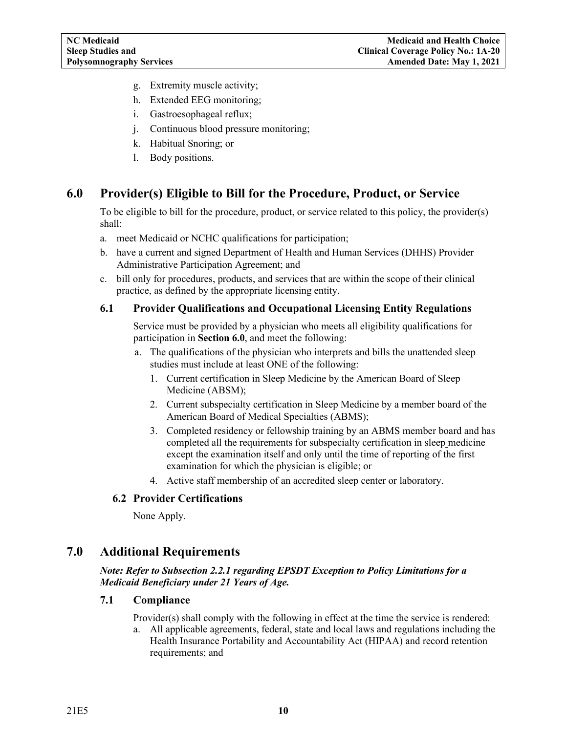g. Extremity muscle activity;
h. Extended EEG monitoring;
i. Gastroesophageal reflux;
j. Continuous blood pressure monitoring;
k. Habitual Snoring; or
l. Body positions.

## 6.0 Provider(s) Eligible to Bill for the Procedure, Product, or Service

To be eligible to bill for the procedure, product, or service related to this policy, the provider(s) shall:

a. meet Medicaid or NCHC qualifications for participation;
b. have a current and signed Department of Health and Human Services (DHHS) Provider Administrative Participation Agreement; and
c. bill only for procedures, products, and services that are within the scope of their clinical practice, as defined by the appropriate licensing entity.

### 6.1 Provider Qualifications and Occupational Licensing Entity Regulations

Service must be provided by a physician who meets all eligibility qualifications for participation in **Section 6.0**, and meet the following:

a. The qualifications of the physician who interprets and bills the unattended sleep studies must include at least ONE of the following:
   1. Current certification in Sleep Medicine by the American Board of Sleep Medicine (ABSM);
   2. Current subspecialty certification in Sleep Medicine by a member board of the American Board of Medical Specialties (ABMS);
   3. Completed residency or fellowship training by an ABMS member board and has completed all the requirements for subspecialty certification in sleep medicine except the examination itself and only until the time of reporting of the first examination for which the physician is eligible; or
   4. Active staff membership of an accredited sleep center or laboratory.

### 6.2 Provider Certifications

None Apply.

## 7.0 Additional Requirements

***Note: Refer to Subsection 2.2.1 regarding EPSDT Exception to Policy Limitations for a Medicaid Beneficiary under 21 Years of Age.***

### 7.1 Compliance

Provider(s) shall comply with the following in effect at the time the service is rendered:

a. All applicable agreements, federal, state and local laws and regulations including the Health Insurance Portability and Accountability Act (HIPAA) and record retention requirements; and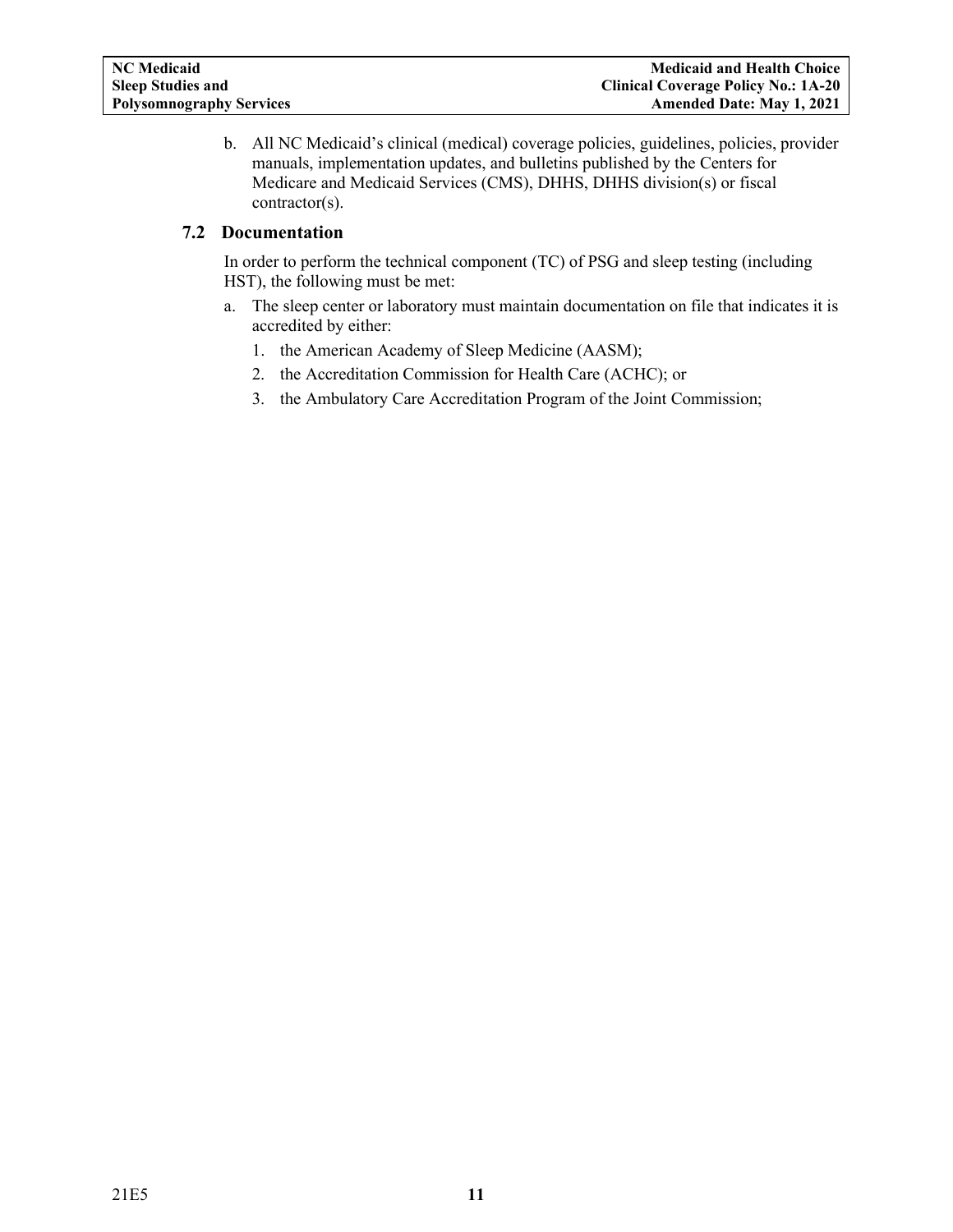b. All NC Medicaid's clinical (medical) coverage policies, guidelines, policies, provider manuals, implementation updates, and bulletins published by the Centers for Medicare and Medicaid Services (CMS), DHHS, DHHS division(s) or fiscal contractor(s).

### 7.2 Documentation

In order to perform the technical component (TC) of PSG and sleep testing (including HST), the following must be met:

a. The sleep center or laboratory must maintain documentation on file that indicates it is accredited by either:
   1. the American Academy of Sleep Medicine (AASM);
   2. the Accreditation Commission for Health Care (ACHC); or
   3. the Ambulatory Care Accreditation Program of the Joint Commission;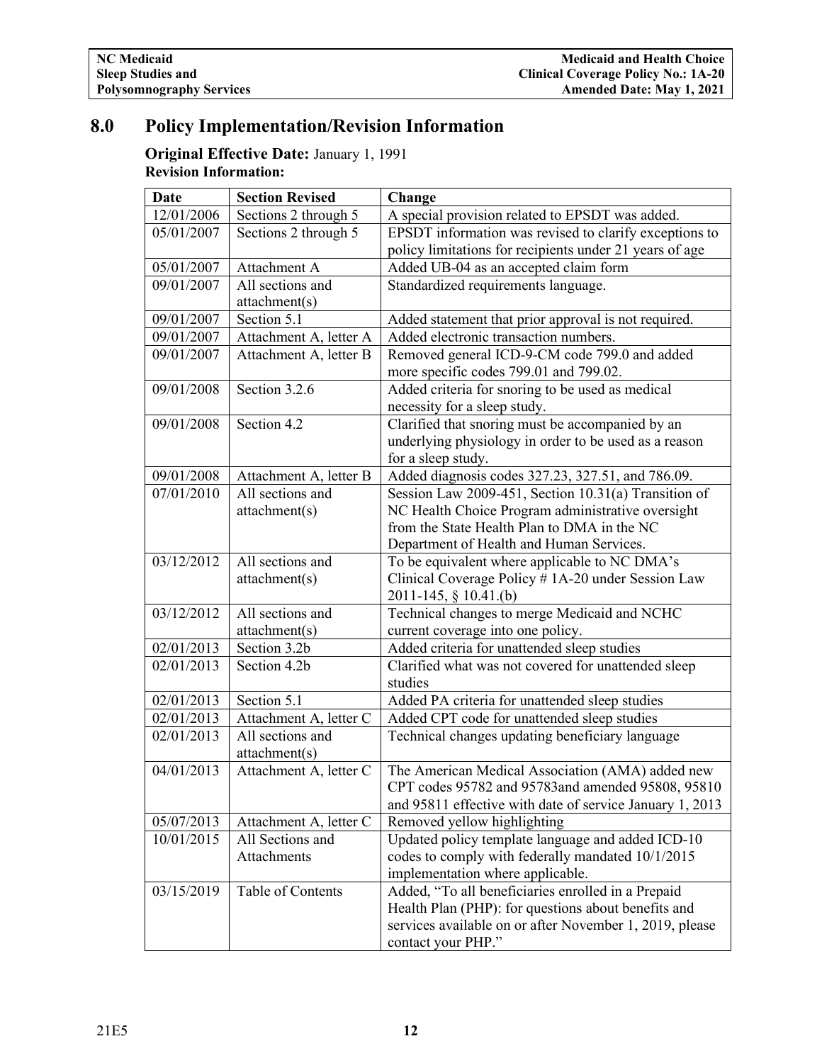# 8.0 Policy Implementation/Revision Information

**Original Effective Date:** January 1, 1991

**Revision Information:**

| Date | Section Revised | Change |
|---|---|---|
| 12/01/2006 | Sections 2 through 5 | A special provision related to EPSDT was added. |
| 05/01/2007 | Sections 2 through 5 | EPSDT information was revised to clarify exceptions to policy limitations for recipients under 21 years of age |
| 05/01/2007 | Attachment A | Added UB-04 as an accepted claim form |
| 09/01/2007 | All sections and attachment(s) | Standardized requirements language. |
| 09/01/2007 | Section 5.1 | Added statement that prior approval is not required. |
| 09/01/2007 | Attachment A, letter A | Added electronic transaction numbers. |
| 09/01/2007 | Attachment A, letter B | Removed general ICD-9-CM code 799.0 and added more specific codes 799.01 and 799.02. |
| 09/01/2008 | Section 3.2.6 | Added criteria for snoring to be used as medical necessity for a sleep study. |
| 09/01/2008 | Section 4.2 | Clarified that snoring must be accompanied by an underlying physiology in order to be used as a reason for a sleep study. |
| 09/01/2008 | Attachment A, letter B | Added diagnosis codes 327.23, 327.51, and 786.09. |
| 07/01/2010 | All sections and attachment(s) | Session Law 2009-451, Section 10.31(a) Transition of NC Health Choice Program administrative oversight from the State Health Plan to DMA in the NC Department of Health and Human Services. |
| 03/12/2012 | All sections and attachment(s) | To be equivalent where applicable to NC DMA's Clinical Coverage Policy # 1A-20 under Session Law 2011-145, § 10.41.(b) |
| 03/12/2012 | All sections and attachment(s) | Technical changes to merge Medicaid and NCHC current coverage into one policy. |
| 02/01/2013 | Section 3.2b | Added criteria for unattended sleep studies |
| 02/01/2013 | Section 4.2b | Clarified what was not covered for unattended sleep studies |
| 02/01/2013 | Section 5.1 | Added PA criteria for unattended sleep studies |
| 02/01/2013 | Attachment A, letter C | Added CPT code for unattended sleep studies |
| 02/01/2013 | All sections and attachment(s) | Technical changes updating beneficiary language |
| 04/01/2013 | Attachment A, letter C | The American Medical Association (AMA) added new CPT codes 95782 and 95783and amended 95808, 95810 and 95811 effective with date of service January 1, 2013 |
| 05/07/2013 | Attachment A, letter C | Removed yellow highlighting |
| 10/01/2015 | All Sections and Attachments | Updated policy template language and added ICD-10 codes to comply with federally mandated 10/1/2015 implementation where applicable. |
| 03/15/2019 | Table of Contents | Added, "To all beneficiaries enrolled in a Prepaid Health Plan (PHP): for questions about benefits and services available on or after November 1, 2019, please contact your PHP." |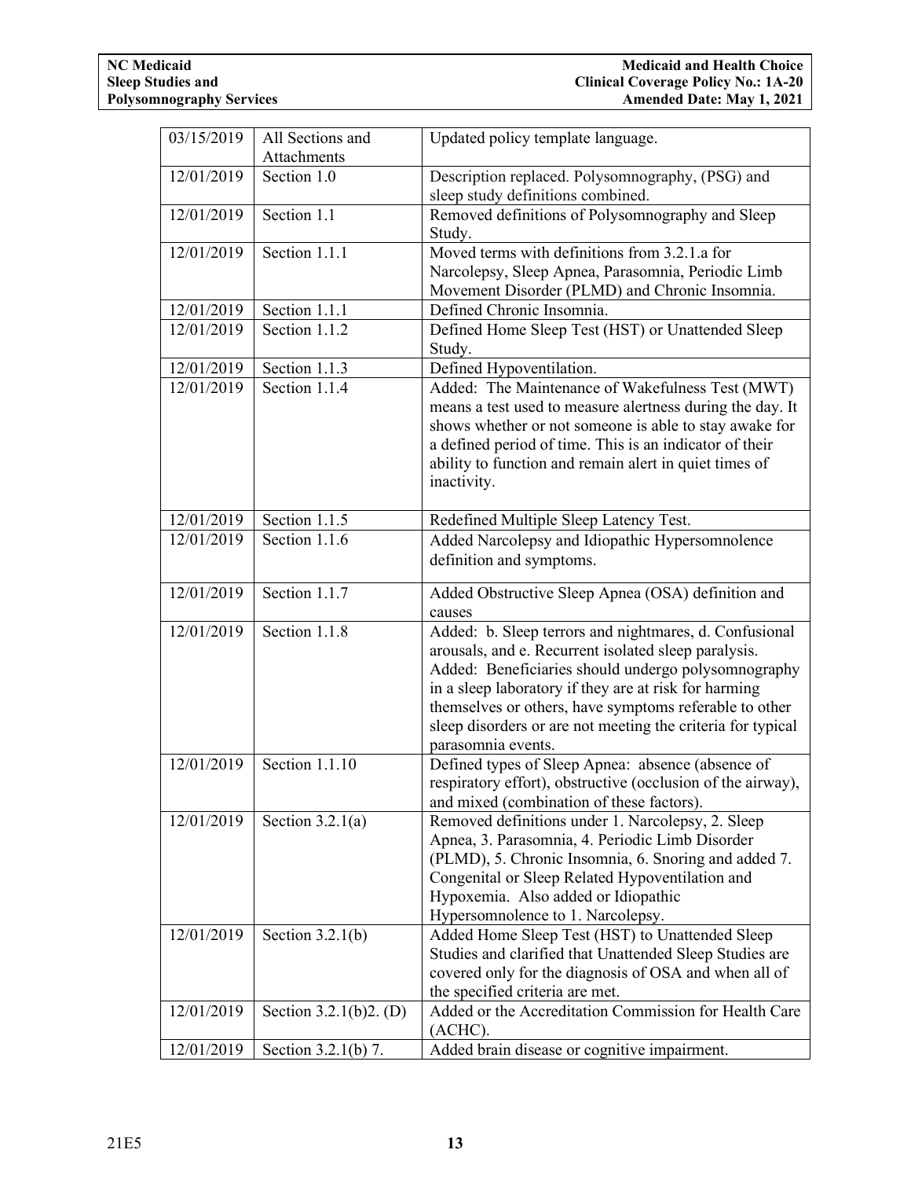| 03/15/2019 | All Sections and Attachments | Updated policy template language. |
|---|---|---|
| 12/01/2019 | Section 1.0 | Description replaced. Polysomnography, (PSG) and sleep study definitions combined. |
| 12/01/2019 | Section 1.1 | Removed definitions of Polysomnography and Sleep Study. |
| 12/01/2019 | Section 1.1.1 | Moved terms with definitions from 3.2.1.a for Narcolepsy, Sleep Apnea, Parasomnia, Periodic Limb Movement Disorder (PLMD) and Chronic Insomnia. |
| 12/01/2019 | Section 1.1.1 | Defined Chronic Insomnia. |
| 12/01/2019 | Section 1.1.2 | Defined Home Sleep Test (HST) or Unattended Sleep Study. |
| 12/01/2019 | Section 1.1.3 | Defined Hypoventilation. |
| 12/01/2019 | Section 1.1.4 | Added: The Maintenance of Wakefulness Test (MWT) means a test used to measure alertness during the day. It shows whether or not someone is able to stay awake for a defined period of time. This is an indicator of their ability to function and remain alert in quiet times of inactivity. |
| 12/01/2019 | Section 1.1.5 | Redefined Multiple Sleep Latency Test. |
| 12/01/2019 | Section 1.1.6 | Added Narcolepsy and Idiopathic Hypersomnolence definition and symptoms. |
| 12/01/2019 | Section 1.1.7 | Added Obstructive Sleep Apnea (OSA) definition and causes |
| 12/01/2019 | Section 1.1.8 | Added: b. Sleep terrors and nightmares, d. Confusional arousals, and e. Recurrent isolated sleep paralysis. Added: Beneficiaries should undergo polysomnography in a sleep laboratory if they are at risk for harming themselves or others, have symptoms referable to other sleep disorders or are not meeting the criteria for typical parasomnia events. |
| 12/01/2019 | Section 1.1.10 | Defined types of Sleep Apnea: absence (absence of respiratory effort), obstructive (occlusion of the airway), and mixed (combination of these factors). |
| 12/01/2019 | Section 3.2.1(a) | Removed definitions under 1. Narcolepsy, 2. Sleep Apnea, 3. Parasomnia, 4. Periodic Limb Disorder (PLMD), 5. Chronic Insomnia, 6. Snoring and added 7. Congenital or Sleep Related Hypoventilation and Hypoxemia. Also added or Idiopathic Hypersomnolence to 1. Narcolepsy. |
| 12/01/2019 | Section 3.2.1(b) | Added Home Sleep Test (HST) to Unattended Sleep Studies and clarified that Unattended Sleep Studies are covered only for the diagnosis of OSA and when all of the specified criteria are met. |
| 12/01/2019 | Section 3.2.1(b)2. (D) | Added or the Accreditation Commission for Health Care (ACHC). |
| 12/01/2019 | Section 3.2.1(b) 7. | Added brain disease or cognitive impairment. |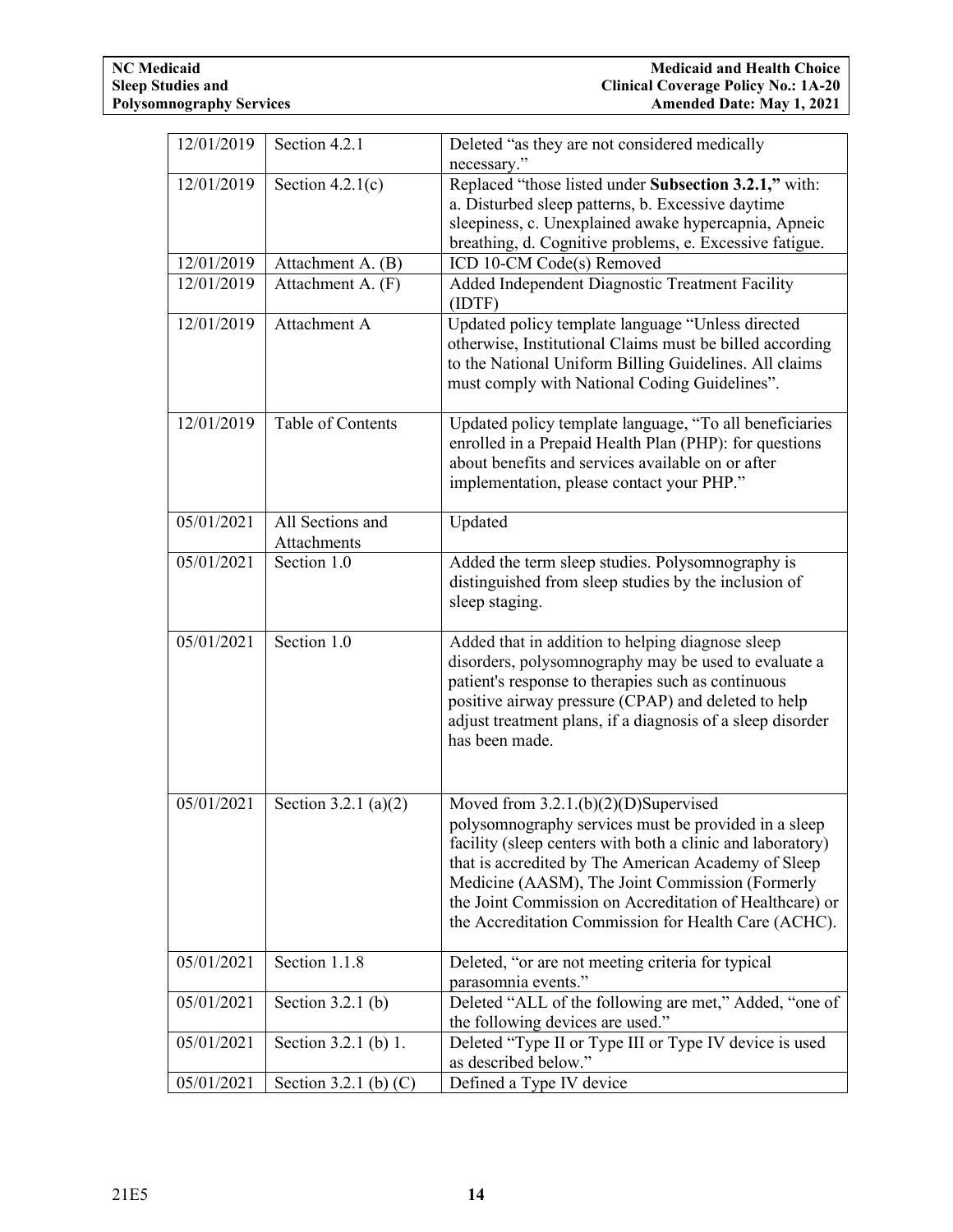| 12/01/2019 | Section 4.2.1 | Deleted "as they are not considered medically necessary." |
|---|---|---|
| 12/01/2019 | Section 4.2.1(c) | Replaced "those listed under **Subsection 3.2.1,"** with: a. Disturbed sleep patterns, b. Excessive daytime sleepiness, c. Unexplained awake hypercapnia, Apneic breathing, d. Cognitive problems, e. Excessive fatigue. |
| 12/01/2019 | Attachment A. (B) | ICD 10-CM Code(s) Removed |
| 12/01/2019 | Attachment A. (F) | Added Independent Diagnostic Treatment Facility (IDTF) |
| 12/01/2019 | Attachment A | Updated policy template language "Unless directed otherwise, Institutional Claims must be billed according to the National Uniform Billing Guidelines. All claims must comply with National Coding Guidelines". |
| 12/01/2019 | Table of Contents | Updated policy template language, "To all beneficiaries enrolled in a Prepaid Health Plan (PHP): for questions about benefits and services available on or after implementation, please contact your PHP." |
| 05/01/2021 | All Sections and Attachments | Updated |
| 05/01/2021 | Section 1.0 | Added the term sleep studies. Polysomnography is distinguished from sleep studies by the inclusion of sleep staging. |
| 05/01/2021 | Section 1.0 | Added that in addition to helping diagnose sleep disorders, polysomnography may be used to evaluate a patient's response to therapies such as continuous positive airway pressure (CPAP) and deleted to help adjust treatment plans, if a diagnosis of a sleep disorder has been made. |
| 05/01/2021 | Section 3.2.1 (a)(2) | Moved from 3.2.1.(b)(2)(D)Supervised polysomnography services must be provided in a sleep facility (sleep centers with both a clinic and laboratory) that is accredited by The American Academy of Sleep Medicine (AASM), The Joint Commission (Formerly the Joint Commission on Accreditation of Healthcare) or the Accreditation Commission for Health Care (ACHC). |
| 05/01/2021 | Section 1.1.8 | Deleted, "or are not meeting criteria for typical parasomnia events." |
| 05/01/2021 | Section 3.2.1 (b) | Deleted "ALL of the following are met," Added, "one of the following devices are used." |
| 05/01/2021 | Section 3.2.1 (b) 1. | Deleted "Type II or Type III or Type IV device is used as described below." |
| 05/01/2021 | Section 3.2.1 (b) (C) | Defined a Type IV device |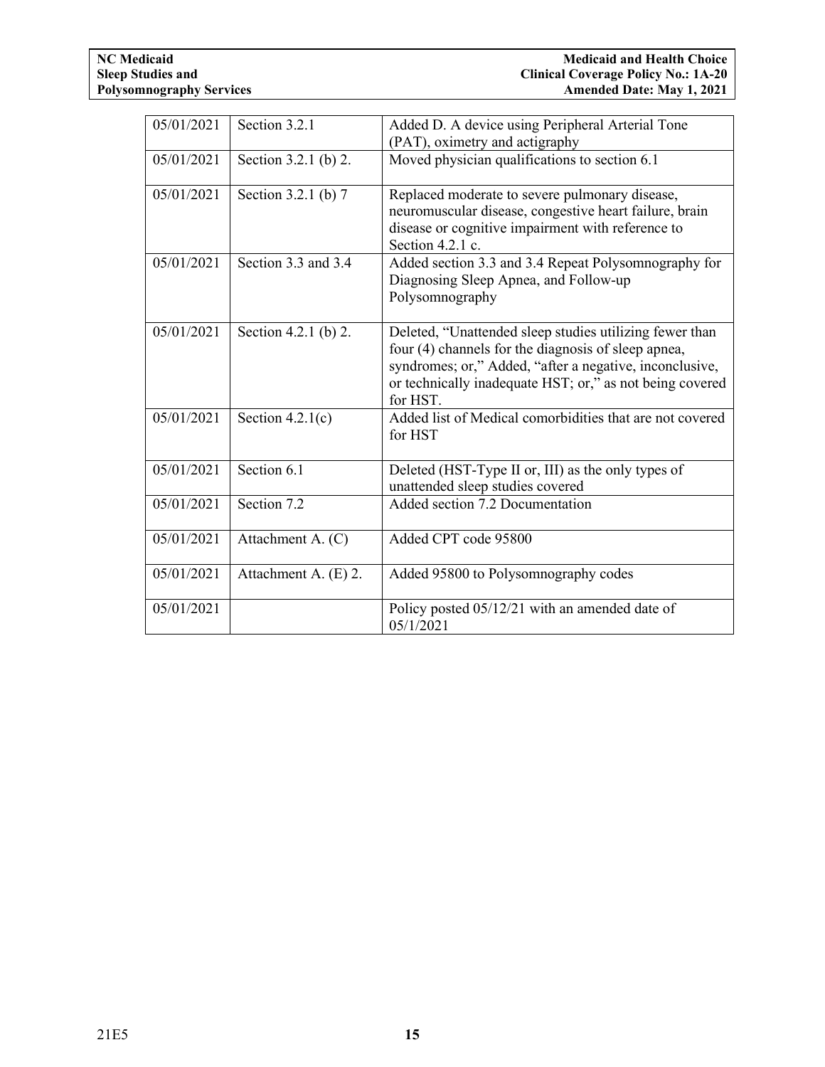| 05/01/2021 | Section 3.2.1 | Added D. A device using Peripheral Arterial Tone (PAT), oximetry and actigraphy |
|---|---|---|
| 05/01/2021 | Section 3.2.1 (b) 2. | Moved physician qualifications to section 6.1 |
| 05/01/2021 | Section 3.2.1 (b) 7 | Replaced moderate to severe pulmonary disease, neuromuscular disease, congestive heart failure, brain disease or cognitive impairment with reference to Section 4.2.1 c. |
| 05/01/2021 | Section 3.3 and 3.4 | Added section 3.3 and 3.4 Repeat Polysomnography for Diagnosing Sleep Apnea, and Follow-up Polysomnography |
| 05/01/2021 | Section 4.2.1 (b) 2. | Deleted, "Unattended sleep studies utilizing fewer than four (4) channels for the diagnosis of sleep apnea, syndromes; or," Added, "after a negative, inconclusive, or technically inadequate HST; or," as not being covered for HST. |
| 05/01/2021 | Section 4.2.1(c) | Added list of Medical comorbidities that are not covered for HST |
| 05/01/2021 | Section 6.1 | Deleted (HST-Type II or, III) as the only types of unattended sleep studies covered |
| 05/01/2021 | Section 7.2 | Added section 7.2 Documentation |
| 05/01/2021 | Attachment A. (C) | Added CPT code 95800 |
| 05/01/2021 | Attachment A. (E) 2. | Added 95800 to Polysomnography codes |
| 05/01/2021 | | Policy posted 05/12/21 with an amended date of 05/1/2021 |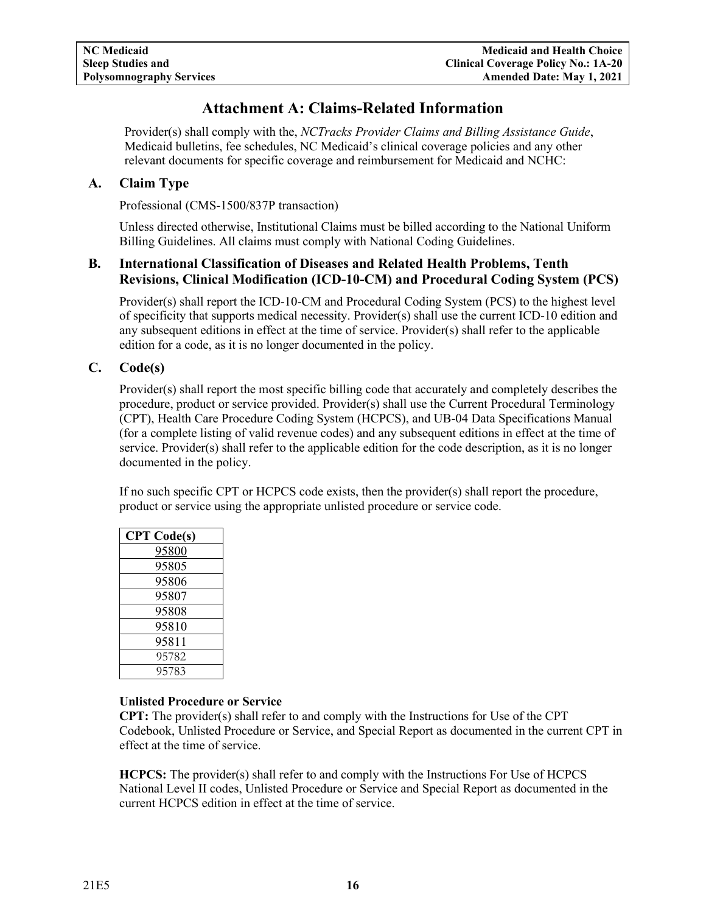# Attachment A: Claims-Related Information

Provider(s) shall comply with the, *NCTracks Provider Claims and Billing Assistance Guide*, Medicaid bulletins, fee schedules, NC Medicaid's clinical coverage policies and any other relevant documents for specific coverage and reimbursement for Medicaid and NCHC:

## A. Claim Type

Professional (CMS-1500/837P transaction)

Unless directed otherwise, Institutional Claims must be billed according to the National Uniform Billing Guidelines. All claims must comply with National Coding Guidelines.

## B. International Classification of Diseases and Related Health Problems, Tenth Revisions, Clinical Modification (ICD-10-CM) and Procedural Coding System (PCS)

Provider(s) shall report the ICD-10-CM and Procedural Coding System (PCS) to the highest level of specificity that supports medical necessity. Provider(s) shall use the current ICD-10 edition and any subsequent editions in effect at the time of service. Provider(s) shall refer to the applicable edition for a code, as it is no longer documented in the policy.

## C. Code(s)

Provider(s) shall report the most specific billing code that accurately and completely describes the procedure, product or service provided. Provider(s) shall use the Current Procedural Terminology (CPT), Health Care Procedure Coding System (HCPCS), and UB-04 Data Specifications Manual (for a complete listing of valid revenue codes) and any subsequent editions in effect at the time of service. Provider(s) shall refer to the applicable edition for the code description, as it is no longer documented in the policy.

If no such specific CPT or HCPCS code exists, then the provider(s) shall report the procedure, product or service using the appropriate unlisted procedure or service code.

| CPT Code(s) |
|---|
| 95800 |
| 95805 |
| 95806 |
| 95807 |
| 95808 |
| 95810 |
| 95811 |
| 95782 |
| 95783 |

**Unlisted Procedure or Service**

**CPT:** The provider(s) shall refer to and comply with the Instructions for Use of the CPT Codebook, Unlisted Procedure or Service, and Special Report as documented in the current CPT in effect at the time of service.

**HCPCS:** The provider(s) shall refer to and comply with the Instructions For Use of HCPCS National Level II codes, Unlisted Procedure or Service and Special Report as documented in the current HCPCS edition in effect at the time of service.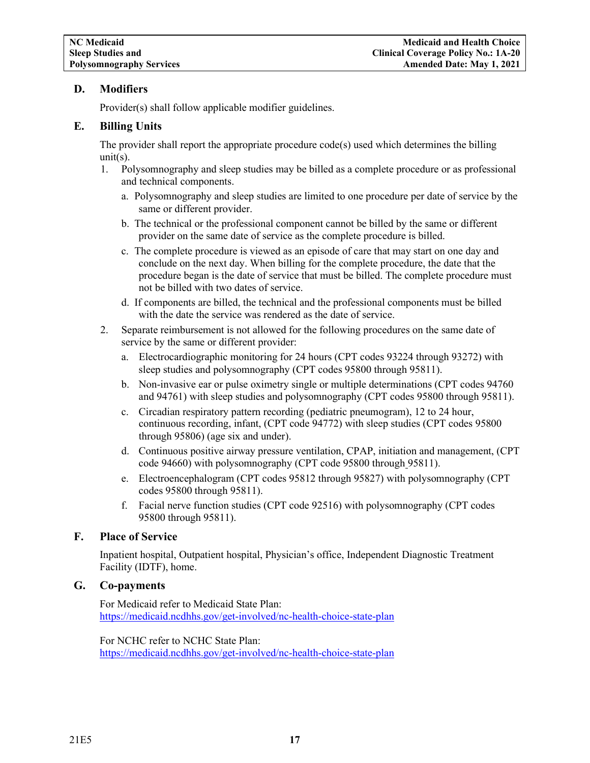### D. Modifiers

Provider(s) shall follow applicable modifier guidelines.

### E. Billing Units

The provider shall report the appropriate procedure code(s) used which determines the billing unit(s).

1. Polysomnography and sleep studies may be billed as a complete procedure or as professional and technical components.
   a. Polysomnography and sleep studies are limited to one procedure per date of service by the same or different provider.
   b. The technical or the professional component cannot be billed by the same or different provider on the same date of service as the complete procedure is billed.
   c. The complete procedure is viewed as an episode of care that may start on one day and conclude on the next day. When billing for the complete procedure, the date that the procedure began is the date of service that must be billed. The complete procedure must not be billed with two dates of service.
   d. If components are billed, the technical and the professional components must be billed with the date the service was rendered as the date of service.
2. Separate reimbursement is not allowed for the following procedures on the same date of service by the same or different provider:
   a. Electrocardiographic monitoring for 24 hours (CPT codes 93224 through 93272) with sleep studies and polysomnography (CPT codes 95800 through 95811).
   b. Non-invasive ear or pulse oximetry single or multiple determinations (CPT codes 94760 and 94761) with sleep studies and polysomnography (CPT codes 95800 through 95811).
   c. Circadian respiratory pattern recording (pediatric pneumogram), 12 to 24 hour, continuous recording, infant, (CPT code 94772) with sleep studies (CPT codes 95800 through 95806) (age six and under).
   d. Continuous positive airway pressure ventilation, CPAP, initiation and management, (CPT code 94660) with polysomnography (CPT code 95800 through 95811).
   e. Electroencephalogram (CPT codes 95812 through 95827) with polysomnography (CPT codes 95800 through 95811).
   f. Facial nerve function studies (CPT code 92516) with polysomnography (CPT codes 95800 through 95811).

### F. Place of Service

Inpatient hospital, Outpatient hospital, Physician's office, Independent Diagnostic Treatment Facility (IDTF), home.

### G. Co-payments

For Medicaid refer to Medicaid State Plan:
https://medicaid.ncdhhs.gov/get-involved/nc-health-choice-state-plan

For NCHC refer to NCHC State Plan:
https://medicaid.ncdhhs.gov/get-involved/nc-health-choice-state-plan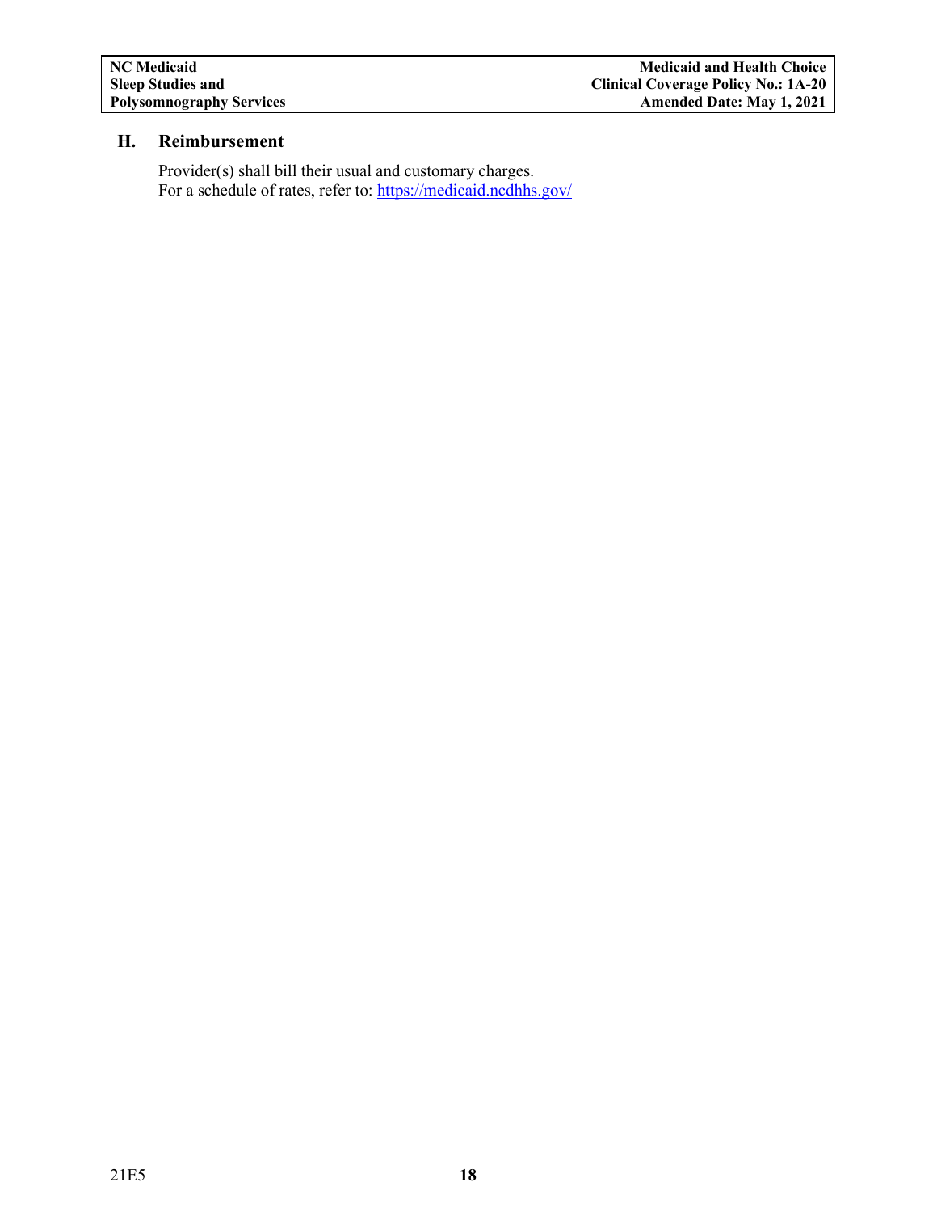## H. Reimbursement

Provider(s) shall bill their usual and customary charges.
For a schedule of rates, refer to: https://medicaid.ncdhhs.gov/